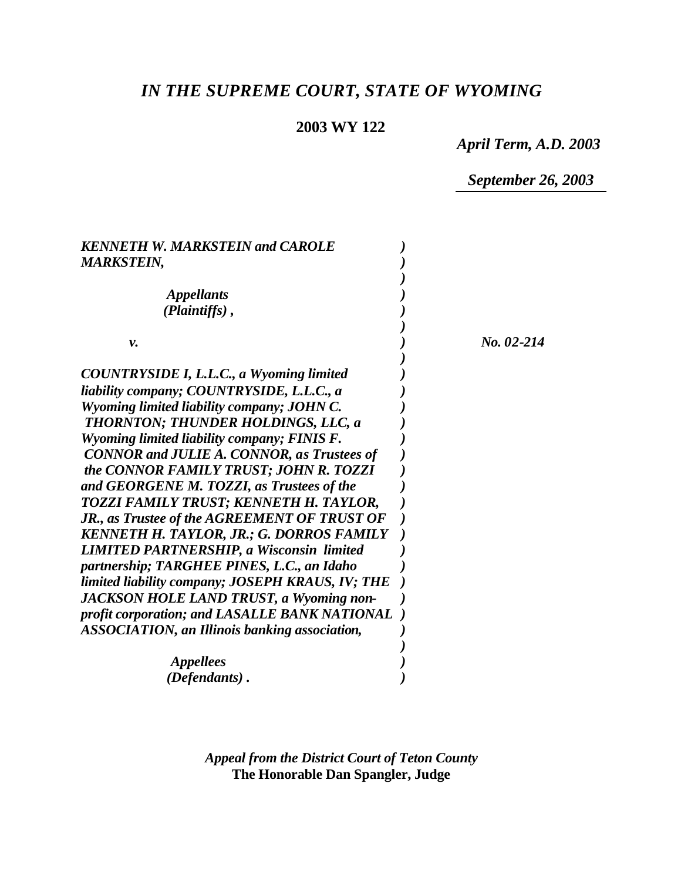# *IN THE SUPREME COURT, STATE OF WYOMING*

**2003 WY 122**

*April Term, A.D. 2003*

*September 26, 2003*

***KENNETH W. MARKSTEIN and CAROLE MARKSTEIN,***

***Appellants (Plaintiffs),***

***v.***

***COUNTRYSIDE I, L.L.C., a Wyoming limited liability company; COUNTRYSIDE, L.L.C., a Wyoming limited liability company; JOHN C. THORNTON; THUNDER HOLDINGS, LLC, a Wyoming limited liability company; FINIS F. CONNOR and JULIE A. CONNOR, as Trustees of the CONNOR FAMILY TRUST; JOHN R. TOZZI and GEORGENE M. TOZZI, as Trustees of the TOZZI FAMILY TRUST; KENNETH H. TAYLOR, JR., as Trustee of the AGREEMENT OF TRUST OF KENNETH H. TAYLOR, JR.; G. DORROS FAMILY LIMITED PARTNERSHIP, a Wisconsin limited partnership; TARGHEE PINES, L.C., an Idaho limited liability company; JOSEPH KRAUS, IV; THE JACKSON HOLE LAND TRUST, a Wyoming non-profit corporation; and LASALLE BANK NATIONAL ASSOCIATION, an Illinois banking association,***

***Appellees (Defendants).***

*No. 02-214*

*Appeal from the District Court of Teton County*
**The Honorable Dan Spangler, Judge**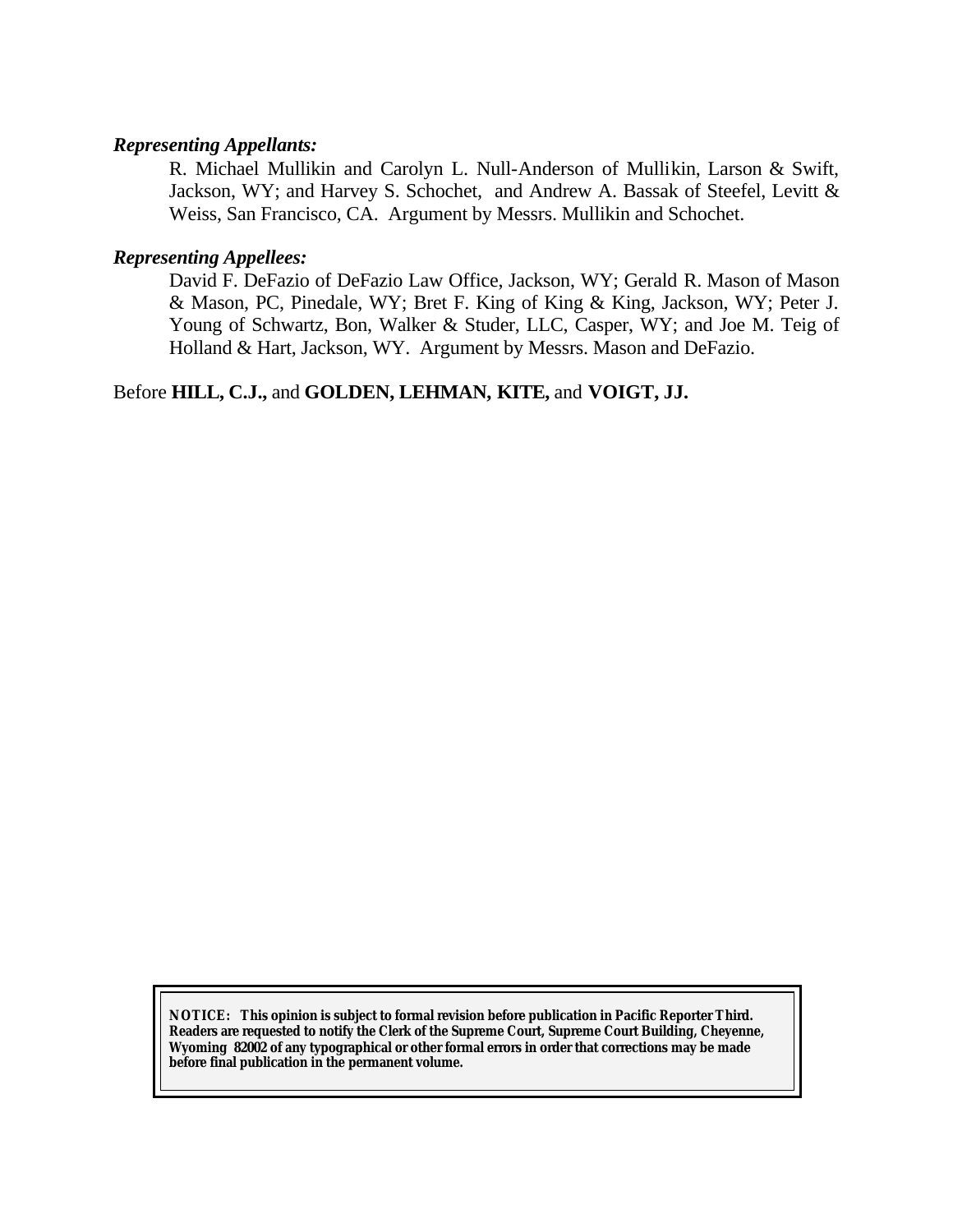***Representing Appellants:***

R. Michael Mullikin and Carolyn L. Null-Anderson of Mullikin, Larson & Swift, Jackson, WY; and Harvey S. Schochet, and Andrew A. Bassak of Steefel, Levitt & Weiss, San Francisco, CA. Argument by Messrs. Mullikin and Schochet.

***Representing Appellees:***

David F. DeFazio of DeFazio Law Office, Jackson, WY; Gerald R. Mason of Mason & Mason, PC, Pinedale, WY; Bret F. King of King & King, Jackson, WY; Peter J. Young of Schwartz, Bon, Walker & Studer, LLC, Casper, WY; and Joe M. Teig of Holland & Hart, Jackson, WY. Argument by Messrs. Mason and DeFazio.

Before **HILL, C.J.,** and **GOLDEN, LEHMAN, KITE,** and **VOIGT, JJ.**

**NOTICE: This opinion is subject to formal revision before publication in Pacific Reporter Third. Readers are requested to notify the Clerk of the Supreme Court, Supreme Court Building, Cheyenne, Wyoming 82002 of any typographical or other formal errors in order that corrections may be made before final publication in the permanent volume.**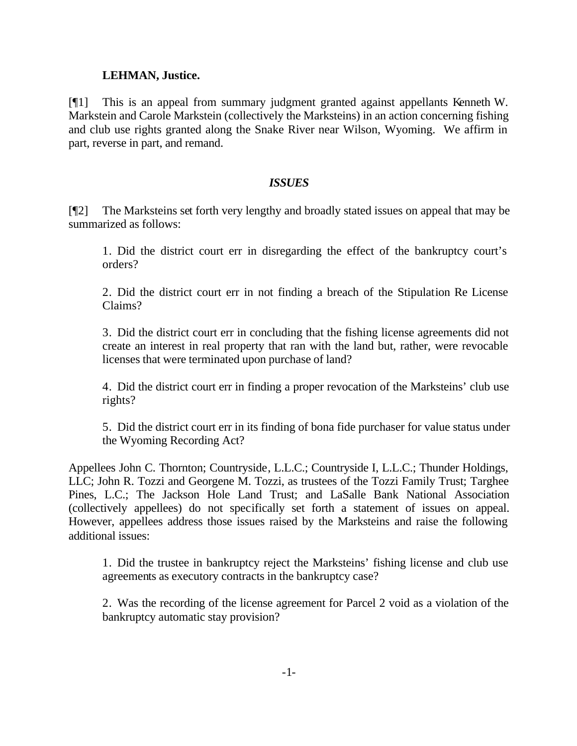**LEHMAN, Justice.**

[¶1] This is an appeal from summary judgment granted against appellants Kenneth W. Markstein and Carole Markstein (collectively the Marksteins) in an action concerning fishing and club use rights granted along the Snake River near Wilson, Wyoming. We affirm in part, reverse in part, and remand.

## *ISSUES*

[¶2] The Marksteins set forth very lengthy and broadly stated issues on appeal that may be summarized as follows:

> 1. Did the district court err in disregarding the effect of the bankruptcy court's orders?
>
> 2. Did the district court err in not finding a breach of the Stipulation Re License Claims?
>
> 3. Did the district court err in concluding that the fishing license agreements did not create an interest in real property that ran with the land but, rather, were revocable licenses that were terminated upon purchase of land?
>
> 4. Did the district court err in finding a proper revocation of the Marksteins' club use rights?
>
> 5. Did the district court err in its finding of bona fide purchaser for value status under the Wyoming Recording Act?

Appellees John C. Thornton; Countryside, L.L.C.; Countryside I, L.L.C.; Thunder Holdings, LLC; John R. Tozzi and Georgene M. Tozzi, as trustees of the Tozzi Family Trust; Targhee Pines, L.C.; The Jackson Hole Land Trust; and LaSalle Bank National Association (collectively appellees) do not specifically set forth a statement of issues on appeal. However, appellees address those issues raised by the Marksteins and raise the following additional issues:

> 1. Did the trustee in bankruptcy reject the Marksteins' fishing license and club use agreements as executory contracts in the bankruptcy case?
>
> 2. Was the recording of the license agreement for Parcel 2 void as a violation of the bankruptcy automatic stay provision?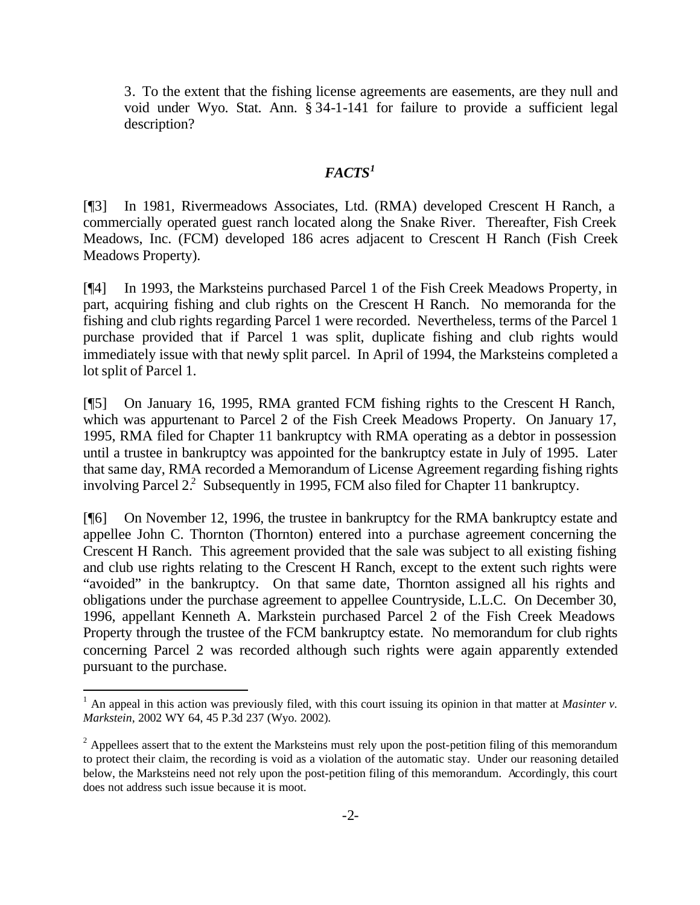3. To the extent that the fishing license agreements are easements, are they null and void under Wyo. Stat. Ann. § 34-1-141 for failure to provide a sufficient legal description?

## *FACTS*[1]

[¶3] In 1981, Rivermeadows Associates, Ltd. (RMA) developed Crescent H Ranch, a commercially operated guest ranch located along the Snake River. Thereafter, Fish Creek Meadows, Inc. (FCM) developed 186 acres adjacent to Crescent H Ranch (Fish Creek Meadows Property).

[¶4] In 1993, the Marksteins purchased Parcel 1 of the Fish Creek Meadows Property, in part, acquiring fishing and club rights on the Crescent H Ranch. No memoranda for the fishing and club rights regarding Parcel 1 were recorded. Nevertheless, terms of the Parcel 1 purchase provided that if Parcel 1 was split, duplicate fishing and club rights would immediately issue with that newly split parcel. In April of 1994, the Marksteins completed a lot split of Parcel 1.

[¶5] On January 16, 1995, RMA granted FCM fishing rights to the Crescent H Ranch, which was appurtenant to Parcel 2 of the Fish Creek Meadows Property. On January 17, 1995, RMA filed for Chapter 11 bankruptcy with RMA operating as a debtor in possession until a trustee in bankruptcy was appointed for the bankruptcy estate in July of 1995. Later that same day, RMA recorded a Memorandum of License Agreement regarding fishing rights involving Parcel 2.[2] Subsequently in 1995, FCM also filed for Chapter 11 bankruptcy.

[¶6] On November 12, 1996, the trustee in bankruptcy for the RMA bankruptcy estate and appellee John C. Thornton (Thornton) entered into a purchase agreement concerning the Crescent H Ranch. This agreement provided that the sale was subject to all existing fishing and club use rights relating to the Crescent H Ranch, except to the extent such rights were "avoided" in the bankruptcy. On that same date, Thornton assigned all his rights and obligations under the purchase agreement to appellee Countryside, L.L.C. On December 30, 1996, appellant Kenneth A. Markstein purchased Parcel 2 of the Fish Creek Meadows Property through the trustee of the FCM bankruptcy estate. No memorandum for club rights concerning Parcel 2 was recorded although such rights were again apparently extended pursuant to the purchase.

---

[1] An appeal in this action was previously filed, with this court issuing its opinion in that matter at *Masinter v. Markstein*, 2002 WY 64, 45 P.3d 237 (Wyo. 2002).

[2] Appellees assert that to the extent the Marksteins must rely upon the post-petition filing of this memorandum to protect their claim, the recording is void as a violation of the automatic stay. Under our reasoning detailed below, the Marksteins need not rely upon the post-petition filing of this memorandum. Accordingly, this court does not address such issue because it is moot.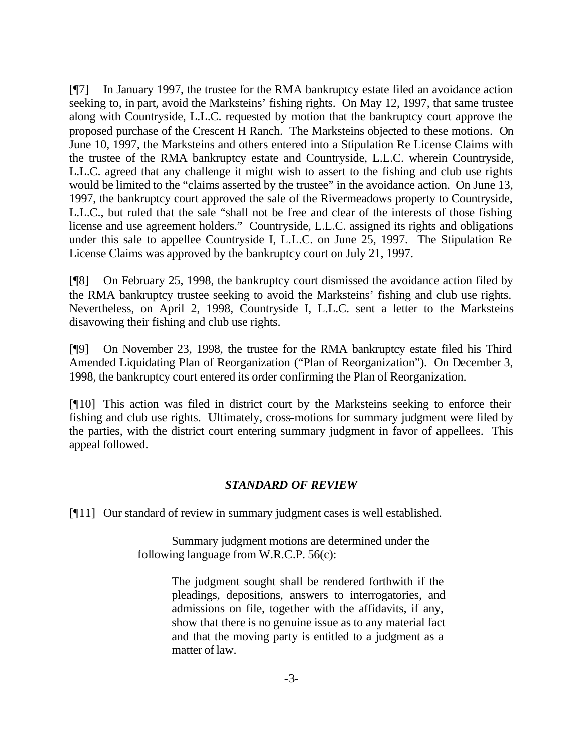[¶7] In January 1997, the trustee for the RMA bankruptcy estate filed an avoidance action seeking to, in part, avoid the Marksteins' fishing rights. On May 12, 1997, that same trustee along with Countryside, L.L.C. requested by motion that the bankruptcy court approve the proposed purchase of the Crescent H Ranch. The Marksteins objected to these motions. On June 10, 1997, the Marksteins and others entered into a Stipulation Re License Claims with the trustee of the RMA bankruptcy estate and Countryside, L.L.C. wherein Countryside, L.L.C. agreed that any challenge it might wish to assert to the fishing and club use rights would be limited to the "claims asserted by the trustee" in the avoidance action. On June 13, 1997, the bankruptcy court approved the sale of the Rivermeadows property to Countryside, L.L.C., but ruled that the sale "shall not be free and clear of the interests of those fishing license and use agreement holders." Countryside, L.L.C. assigned its rights and obligations under this sale to appellee Countryside I, L.L.C. on June 25, 1997. The Stipulation Re License Claims was approved by the bankruptcy court on July 21, 1997.

[¶8] On February 25, 1998, the bankruptcy court dismissed the avoidance action filed by the RMA bankruptcy trustee seeking to avoid the Marksteins' fishing and club use rights. Nevertheless, on April 2, 1998, Countryside I, L.L.C. sent a letter to the Marksteins disavowing their fishing and club use rights.

[¶9] On November 23, 1998, the trustee for the RMA bankruptcy estate filed his Third Amended Liquidating Plan of Reorganization ("Plan of Reorganization"). On December 3, 1998, the bankruptcy court entered its order confirming the Plan of Reorganization.

[¶10] This action was filed in district court by the Marksteins seeking to enforce their fishing and club use rights. Ultimately, cross-motions for summary judgment were filed by the parties, with the district court entering summary judgment in favor of appellees. This appeal followed.

### *STANDARD OF REVIEW*

[¶11] Our standard of review in summary judgment cases is well established.

> Summary judgment motions are determined under the following language from W.R.C.P. 56(c):
>
> > The judgment sought shall be rendered forthwith if the pleadings, depositions, answers to interrogatories, and admissions on file, together with the affidavits, if any, show that there is no genuine issue as to any material fact and that the moving party is entitled to a judgment as a matter of law.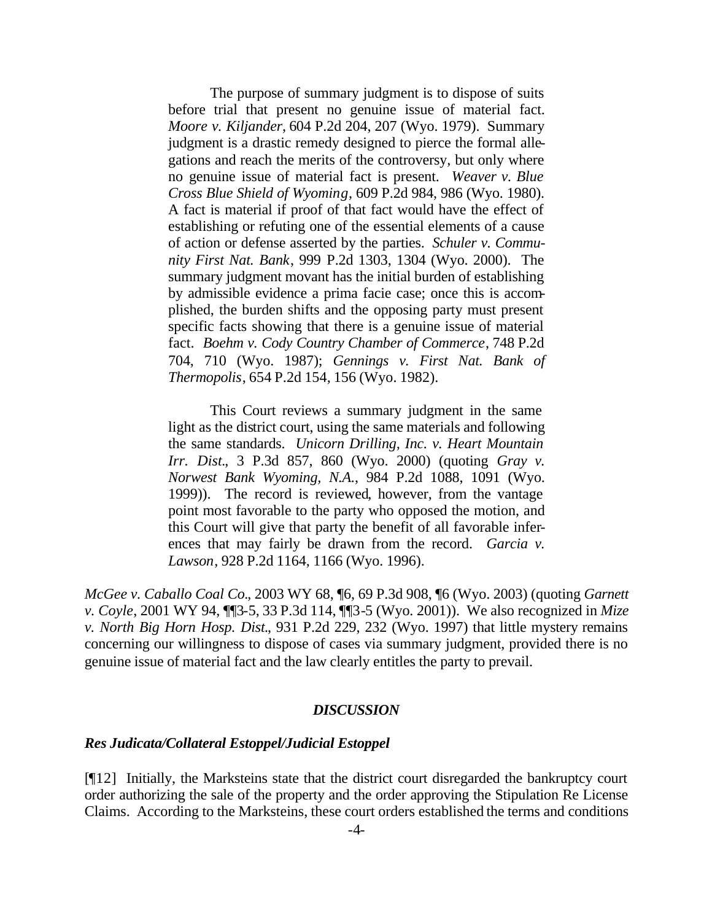> The purpose of summary judgment is to dispose of suits before trial that present no genuine issue of material fact. *Moore v. Kiljander*, 604 P.2d 204, 207 (Wyo. 1979). Summary judgment is a drastic remedy designed to pierce the formal allegations and reach the merits of the controversy, but only where no genuine issue of material fact is present. *Weaver v. Blue Cross Blue Shield of Wyoming*, 609 P.2d 984, 986 (Wyo. 1980). A fact is material if proof of that fact would have the effect of establishing or refuting one of the essential elements of a cause of action or defense asserted by the parties. *Schuler v. Community First Nat. Bank*, 999 P.2d 1303, 1304 (Wyo. 2000). The summary judgment movant has the initial burden of establishing by admissible evidence a prima facie case; once this is accomplished, the burden shifts and the opposing party must present specific facts showing that there is a genuine issue of material fact. *Boehm v. Cody Country Chamber of Commerce*, 748 P.2d 704, 710 (Wyo. 1987); *Gennings v. First Nat. Bank of Thermopolis*, 654 P.2d 154, 156 (Wyo. 1982).
>
> This Court reviews a summary judgment in the same light as the district court, using the same materials and following the same standards. *Unicorn Drilling, Inc. v. Heart Mountain Irr. Dist.*, 3 P.3d 857, 860 (Wyo. 2000) (quoting *Gray v. Norwest Bank Wyoming, N.A.*, 984 P.2d 1088, 1091 (Wyo. 1999)). The record is reviewed, however, from the vantage point most favorable to the party who opposed the motion, and this Court will give that party the benefit of all favorable inferences that may fairly be drawn from the record. *Garcia v. Lawson*, 928 P.2d 1164, 1166 (Wyo. 1996).

*McGee v. Caballo Coal Co.*, 2003 WY 68, ¶6, 69 P.3d 908, ¶6 (Wyo. 2003) (quoting *Garnett v. Coyle*, 2001 WY 94, ¶¶3-5, 33 P.3d 114, ¶¶3-5 (Wyo. 2001)). We also recognized in *Mize v. North Big Horn Hosp. Dist.*, 931 P.2d 229, 232 (Wyo. 1997) that little mystery remains concerning our willingness to dispose of cases via summary judgment, provided there is no genuine issue of material fact and the law clearly entitles the party to prevail.

## *DISCUSSION*

### *Res Judicata/Collateral Estoppel/Judicial Estoppel*

[¶12] Initially, the Marksteins state that the district court disregarded the bankruptcy court order authorizing the sale of the property and the order approving the Stipulation Re License Claims. According to the Marksteins, these court orders established the terms and conditions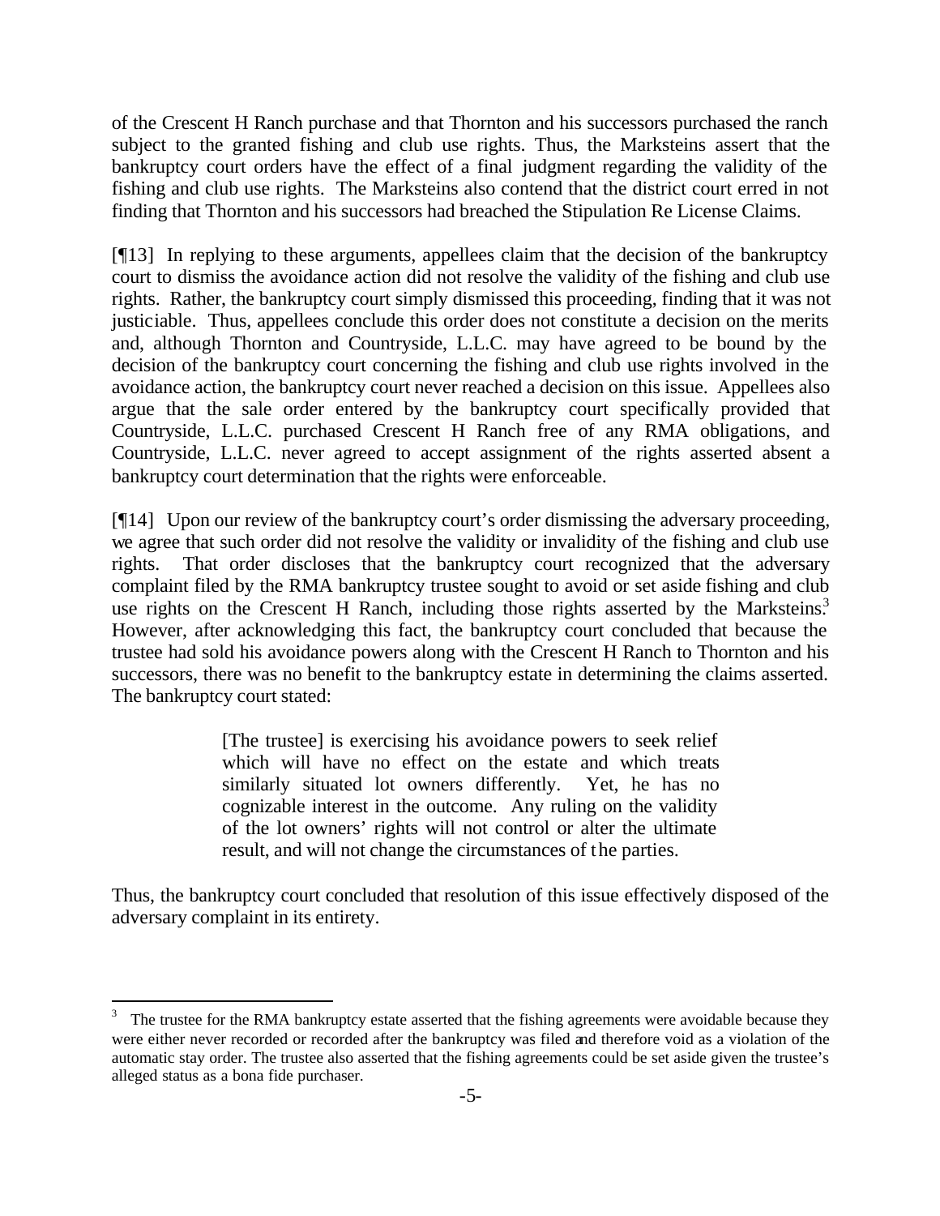of the Crescent H Ranch purchase and that Thornton and his successors purchased the ranch subject to the granted fishing and club use rights. Thus, the Marksteins assert that the bankruptcy court orders have the effect of a final judgment regarding the validity of the fishing and club use rights. The Marksteins also contend that the district court erred in not finding that Thornton and his successors had breached the Stipulation Re License Claims.

[¶13] In replying to these arguments, appellees claim that the decision of the bankruptcy court to dismiss the avoidance action did not resolve the validity of the fishing and club use rights. Rather, the bankruptcy court simply dismissed this proceeding, finding that it was not justiciable. Thus, appellees conclude this order does not constitute a decision on the merits and, although Thornton and Countryside, L.L.C. may have agreed to be bound by the decision of the bankruptcy court concerning the fishing and club use rights involved in the avoidance action, the bankruptcy court never reached a decision on this issue. Appellees also argue that the sale order entered by the bankruptcy court specifically provided that Countryside, L.L.C. purchased Crescent H Ranch free of any RMA obligations, and Countryside, L.L.C. never agreed to accept assignment of the rights asserted absent a bankruptcy court determination that the rights were enforceable.

[¶14] Upon our review of the bankruptcy court's order dismissing the adversary proceeding, we agree that such order did not resolve the validity or invalidity of the fishing and club use rights. That order discloses that the bankruptcy court recognized that the adversary complaint filed by the RMA bankruptcy trustee sought to avoid or set aside fishing and club use rights on the Crescent H Ranch, including those rights asserted by the Marksteins.[3] However, after acknowledging this fact, the bankruptcy court concluded that because the trustee had sold his avoidance powers along with the Crescent H Ranch to Thornton and his successors, there was no benefit to the bankruptcy estate in determining the claims asserted. The bankruptcy court stated:

> [The trustee] is exercising his avoidance powers to seek relief which will have no effect on the estate and which treats similarly situated lot owners differently. Yet, he has no cognizable interest in the outcome. Any ruling on the validity of the lot owners' rights will not control or alter the ultimate result, and will not change the circumstances of the parties.

Thus, the bankruptcy court concluded that resolution of this issue effectively disposed of the adversary complaint in its entirety.

---

[3] The trustee for the RMA bankruptcy estate asserted that the fishing agreements were avoidable because they were either never recorded or recorded after the bankruptcy was filed and therefore void as a violation of the automatic stay order. The trustee also asserted that the fishing agreements could be set aside given the trustee's alleged status as a bona fide purchaser.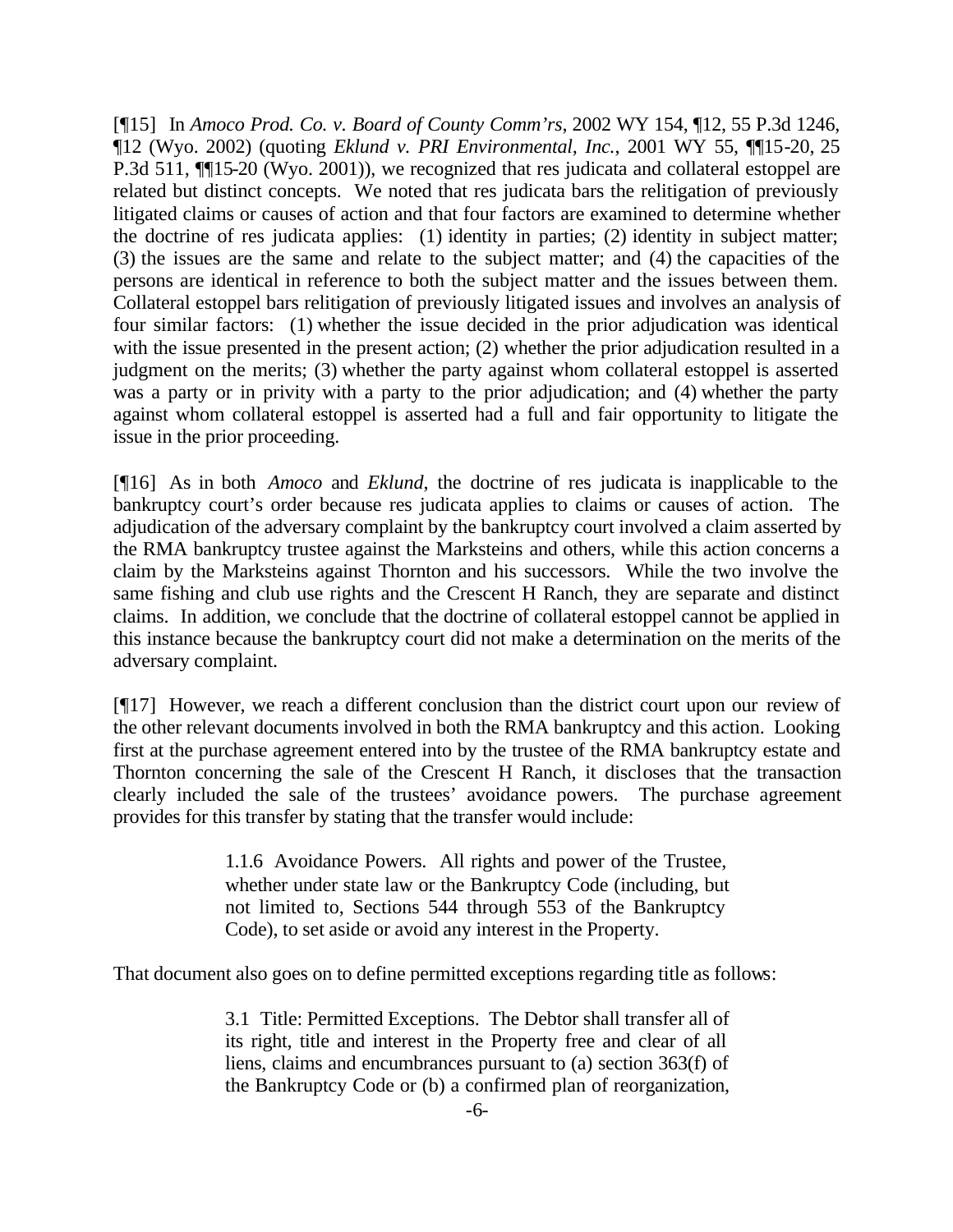[¶15] In *Amoco Prod. Co. v. Board of County Comm'rs*, 2002 WY 154, ¶12, 55 P.3d 1246, ¶12 (Wyo. 2002) (quoting *Eklund v. PRI Environmental, Inc.*, 2001 WY 55, ¶¶15-20, 25 P.3d 511, ¶¶15-20 (Wyo. 2001)), we recognized that res judicata and collateral estoppel are related but distinct concepts. We noted that res judicata bars the relitigation of previously litigated claims or causes of action and that four factors are examined to determine whether the doctrine of res judicata applies: (1) identity in parties; (2) identity in subject matter; (3) the issues are the same and relate to the subject matter; and (4) the capacities of the persons are identical in reference to both the subject matter and the issues between them. Collateral estoppel bars relitigation of previously litigated issues and involves an analysis of four similar factors: (1) whether the issue decided in the prior adjudication was identical with the issue presented in the present action; (2) whether the prior adjudication resulted in a judgment on the merits; (3) whether the party against whom collateral estoppel is asserted was a party or in privity with a party to the prior adjudication; and (4) whether the party against whom collateral estoppel is asserted had a full and fair opportunity to litigate the issue in the prior proceeding.

[¶16] As in both *Amoco* and *Eklund*, the doctrine of res judicata is inapplicable to the bankruptcy court's order because res judicata applies to claims or causes of action. The adjudication of the adversary complaint by the bankruptcy court involved a claim asserted by the RMA bankruptcy trustee against the Marksteins and others, while this action concerns a claim by the Marksteins against Thornton and his successors. While the two involve the same fishing and club use rights and the Crescent H Ranch, they are separate and distinct claims. In addition, we conclude that the doctrine of collateral estoppel cannot be applied in this instance because the bankruptcy court did not make a determination on the merits of the adversary complaint.

[¶17] However, we reach a different conclusion than the district court upon our review of the other relevant documents involved in both the RMA bankruptcy and this action. Looking first at the purchase agreement entered into by the trustee of the RMA bankruptcy estate and Thornton concerning the sale of the Crescent H Ranch, it discloses that the transaction clearly included the sale of the trustees' avoidance powers. The purchase agreement provides for this transfer by stating that the transfer would include:

> 1.1.6 Avoidance Powers. All rights and power of the Trustee, whether under state law or the Bankruptcy Code (including, but not limited to, Sections 544 through 553 of the Bankruptcy Code), to set aside or avoid any interest in the Property.

That document also goes on to define permitted exceptions regarding title as follows:

> 3.1 Title: Permitted Exceptions. The Debtor shall transfer all of its right, title and interest in the Property free and clear of all liens, claims and encumbrances pursuant to (a) section 363(f) of the Bankruptcy Code or (b) a confirmed plan of reorganization,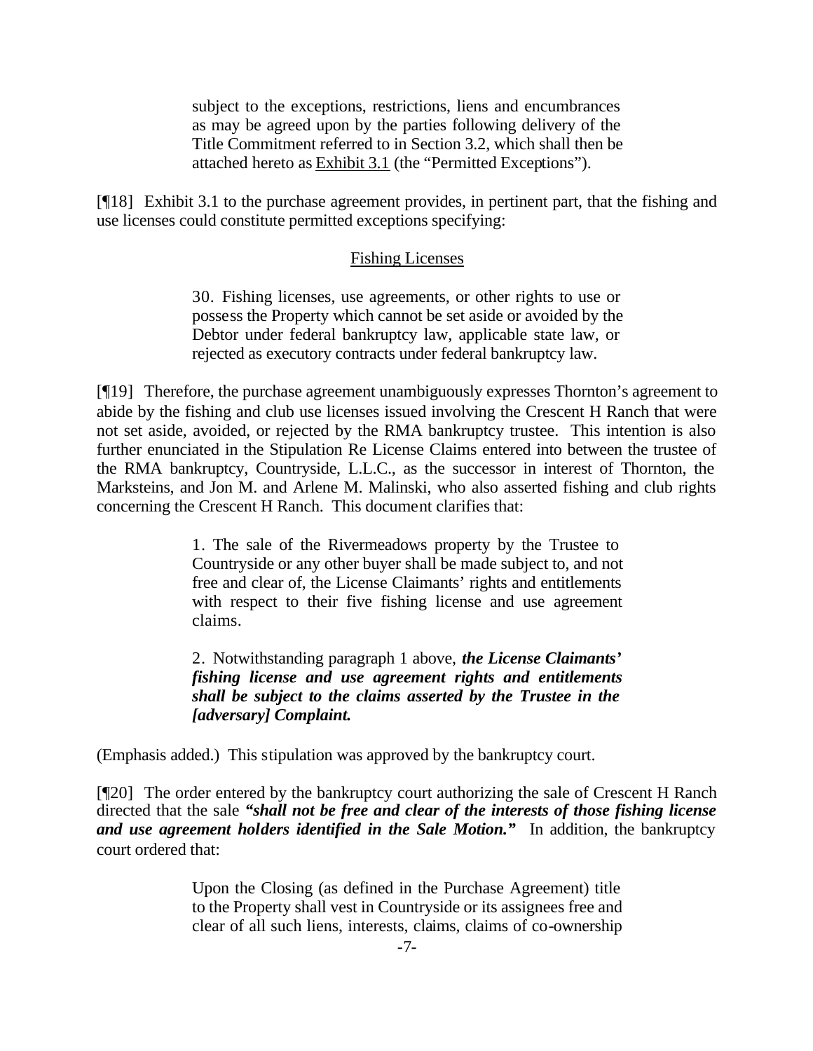> subject to the exceptions, restrictions, liens and encumbrances as may be agreed upon by the parties following delivery of the Title Commitment referred to in Section 3.2, which shall then be attached hereto as Exhibit 3.1 (the "Permitted Exceptions").

[¶18] Exhibit 3.1 to the purchase agreement provides, in pertinent part, that the fishing and use licenses could constitute permitted exceptions specifying:

> Fishing Licenses
>
> 30. Fishing licenses, use agreements, or other rights to use or possess the Property which cannot be set aside or avoided by the Debtor under federal bankruptcy law, applicable state law, or rejected as executory contracts under federal bankruptcy law.

[¶19] Therefore, the purchase agreement unambiguously expresses Thornton's agreement to abide by the fishing and club use licenses issued involving the Crescent H Ranch that were not set aside, avoided, or rejected by the RMA bankruptcy trustee. This intention is also further enunciated in the Stipulation Re License Claims entered into between the trustee of the RMA bankruptcy, Countryside, L.L.C., as the successor in interest of Thornton, the Marksteins, and Jon M. and Arlene M. Malinski, who also asserted fishing and club rights concerning the Crescent H Ranch. This document clarifies that:

> 1. The sale of the Rivermeadows property by the Trustee to Countryside or any other buyer shall be made subject to, and not free and clear of, the License Claimants' rights and entitlements with respect to their five fishing license and use agreement claims.
>
> 2. Notwithstanding paragraph 1 above, ***the License Claimants' fishing license and use agreement rights and entitlements shall be subject to the claims asserted by the Trustee in the [adversary] Complaint.***

(Emphasis added.) This stipulation was approved by the bankruptcy court.

[¶20] The order entered by the bankruptcy court authorizing the sale of Crescent H Ranch directed that the sale ***"shall not be free and clear of the interests of those fishing license and use agreement holders identified in the Sale Motion."*** In addition, the bankruptcy court ordered that:

> Upon the Closing (as defined in the Purchase Agreement) title to the Property shall vest in Countryside or its assignees free and clear of all such liens, interests, claims, claims of co-ownership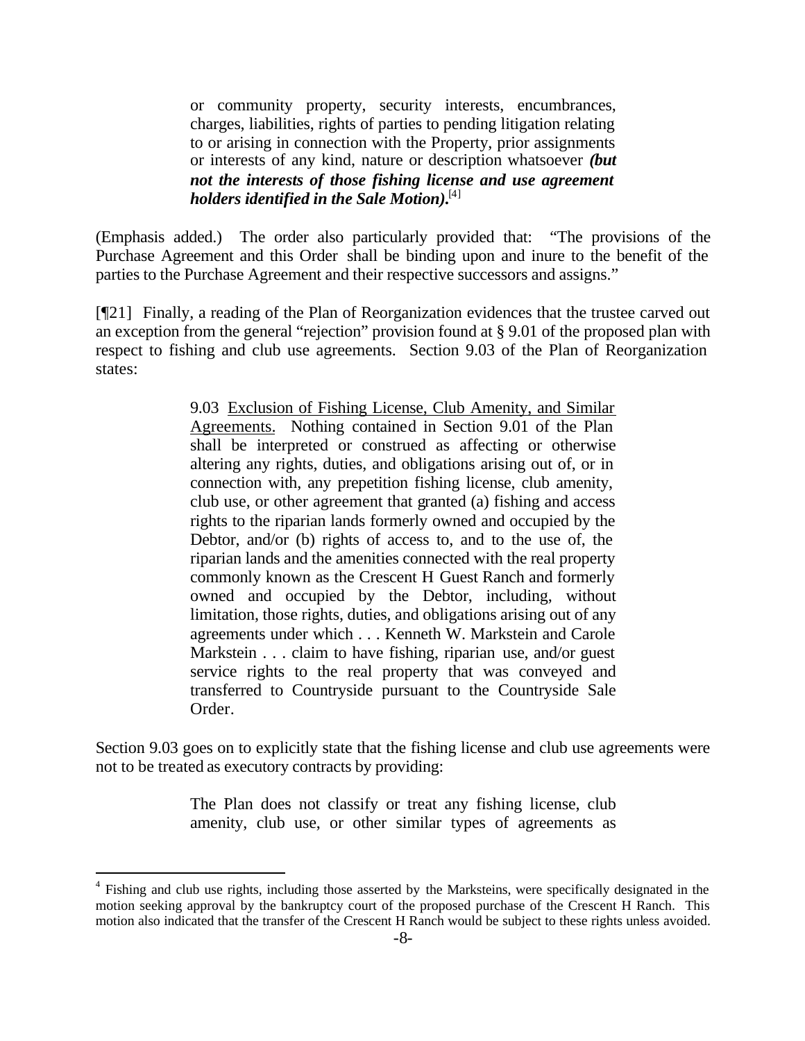> or community property, security interests, encumbrances, charges, liabilities, rights of parties to pending litigation relating to or arising in connection with the Property, prior assignments or interests of any kind, nature or description whatsoever ***(but not the interests of those fishing license and use agreement holders identified in the Sale Motion)***.[4]

(Emphasis added.) The order also particularly provided that: "The provisions of the Purchase Agreement and this Order shall be binding upon and inure to the benefit of the parties to the Purchase Agreement and their respective successors and assigns."

[¶21] Finally, a reading of the Plan of Reorganization evidences that the trustee carved out an exception from the general "rejection" provision found at § 9.01 of the proposed plan with respect to fishing and club use agreements. Section 9.03 of the Plan of Reorganization states:

> 9.03 Exclusion of Fishing License, Club Amenity, and Similar Agreements. Nothing contained in Section 9.01 of the Plan shall be interpreted or construed as affecting or otherwise altering any rights, duties, and obligations arising out of, or in connection with, any prepetition fishing license, club amenity, club use, or other agreement that granted (a) fishing and access rights to the riparian lands formerly owned and occupied by the Debtor, and/or (b) rights of access to, and to the use of, the riparian lands and the amenities connected with the real property commonly known as the Crescent H Guest Ranch and formerly owned and occupied by the Debtor, including, without limitation, those rights, duties, and obligations arising out of any agreements under which . . . Kenneth W. Markstein and Carole Markstein . . . claim to have fishing, riparian use, and/or guest service rights to the real property that was conveyed and transferred to Countryside pursuant to the Countryside Sale Order.

Section 9.03 goes on to explicitly state that the fishing license and club use agreements were not to be treated as executory contracts by providing:

> The Plan does not classify or treat any fishing license, club amenity, club use, or other similar types of agreements as

---

[4] Fishing and club use rights, including those asserted by the Marksteins, were specifically designated in the motion seeking approval by the bankruptcy court of the proposed purchase of the Crescent H Ranch. This motion also indicated that the transfer of the Crescent H Ranch would be subject to these rights unless avoided.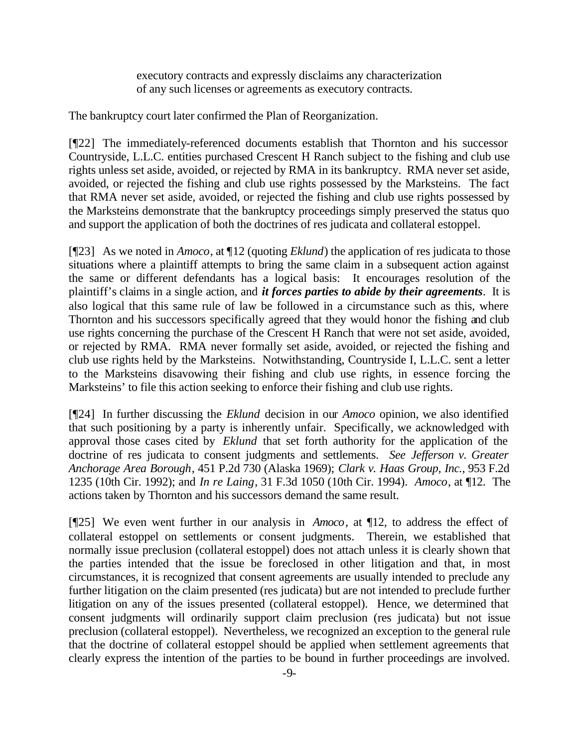> executory contracts and expressly disclaims any characterization of any such licenses or agreements as executory contracts.

The bankruptcy court later confirmed the Plan of Reorganization.

[¶22] The immediately-referenced documents establish that Thornton and his successor Countryside, L.L.C. entities purchased Crescent H Ranch subject to the fishing and club use rights unless set aside, avoided, or rejected by RMA in its bankruptcy. RMA never set aside, avoided, or rejected the fishing and club use rights possessed by the Marksteins. The fact that RMA never set aside, avoided, or rejected the fishing and club use rights possessed by the Marksteins demonstrate that the bankruptcy proceedings simply preserved the status quo and support the application of both the doctrines of res judicata and collateral estoppel.

[¶23] As we noted in *Amoco*, at ¶12 (quoting *Eklund*) the application of res judicata to those situations where a plaintiff attempts to bring the same claim in a subsequent action against the same or different defendants has a logical basis: It encourages resolution of the plaintiff's claims in a single action, and ***it forces parties to abide by their agreements***. It is also logical that this same rule of law be followed in a circumstance such as this, where Thornton and his successors specifically agreed that they would honor the fishing and club use rights concerning the purchase of the Crescent H Ranch that were not set aside, avoided, or rejected by RMA. RMA never formally set aside, avoided, or rejected the fishing and club use rights held by the Marksteins. Notwithstanding, Countryside I, L.L.C. sent a letter to the Marksteins disavowing their fishing and club use rights, in essence forcing the Marksteins' to file this action seeking to enforce their fishing and club use rights.

[¶24] In further discussing the *Eklund* decision in our *Amoco* opinion, we also identified that such positioning by a party is inherently unfair. Specifically, we acknowledged with approval those cases cited by *Eklund* that set forth authority for the application of the doctrine of res judicata to consent judgments and settlements. *See Jefferson v. Greater Anchorage Area Borough*, 451 P.2d 730 (Alaska 1969); *Clark v. Haas Group, Inc.*, 953 F.2d 1235 (10th Cir. 1992); and *In re Laing*, 31 F.3d 1050 (10th Cir. 1994). *Amoco*, at ¶12. The actions taken by Thornton and his successors demand the same result.

[¶25] We even went further in our analysis in *Amoco*, at ¶12, to address the effect of collateral estoppel on settlements or consent judgments. Therein, we established that normally issue preclusion (collateral estoppel) does not attach unless it is clearly shown that the parties intended that the issue be foreclosed in other litigation and that, in most circumstances, it is recognized that consent agreements are usually intended to preclude any further litigation on the claim presented (res judicata) but are not intended to preclude further litigation on any of the issues presented (collateral estoppel). Hence, we determined that consent judgments will ordinarily support claim preclusion (res judicata) but not issue preclusion (collateral estoppel). Nevertheless, we recognized an exception to the general rule that the doctrine of collateral estoppel should be applied when settlement agreements that clearly express the intention of the parties to be bound in further proceedings are involved.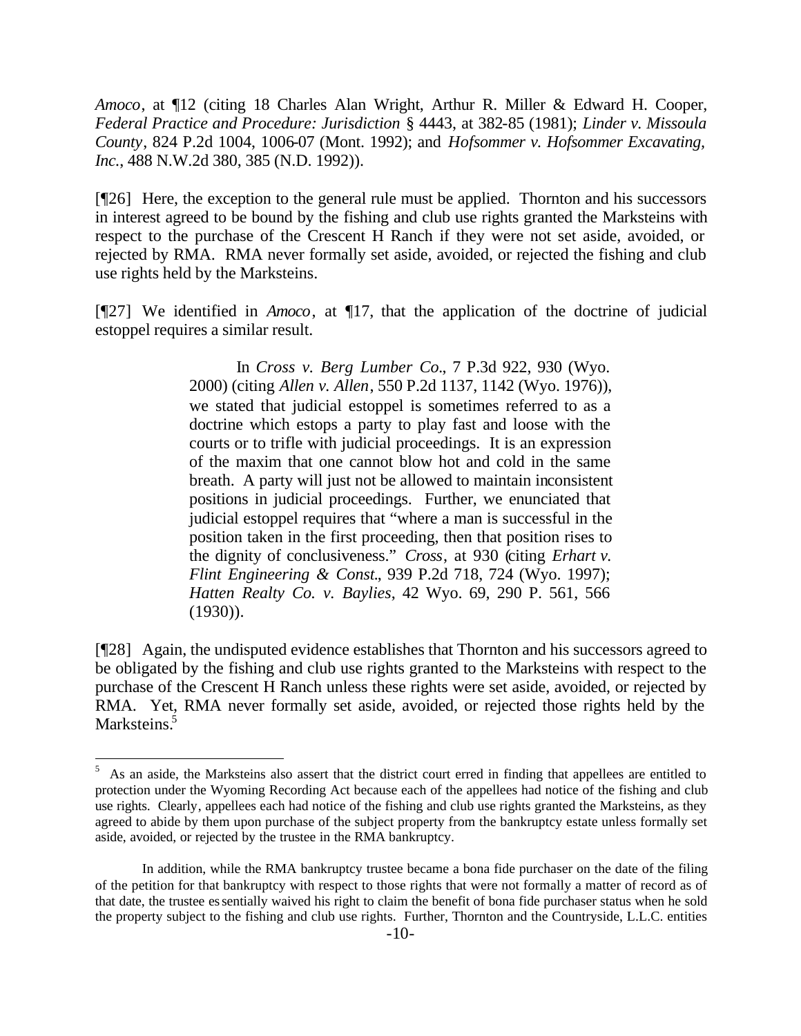*Amoco*, at ¶12 (citing 18 Charles Alan Wright, Arthur R. Miller & Edward H. Cooper, *Federal Practice and Procedure: Jurisdiction* § 4443, at 382-85 (1981); *Linder v. Missoula County*, 824 P.2d 1004, 1006-07 (Mont. 1992); and *Hofsommer v. Hofsommer Excavating, Inc.*, 488 N.W.2d 380, 385 (N.D. 1992)).

[¶26] Here, the exception to the general rule must be applied. Thornton and his successors in interest agreed to be bound by the fishing and club use rights granted the Marksteins with respect to the purchase of the Crescent H Ranch if they were not set aside, avoided, or rejected by RMA. RMA never formally set aside, avoided, or rejected the fishing and club use rights held by the Marksteins.

[¶27] We identified in *Amoco*, at ¶17, that the application of the doctrine of judicial estoppel requires a similar result.

> In *Cross v. Berg Lumber Co.*, 7 P.3d 922, 930 (Wyo. 2000) (citing *Allen v. Allen*, 550 P.2d 1137, 1142 (Wyo. 1976)), we stated that judicial estoppel is sometimes referred to as a doctrine which estops a party to play fast and loose with the courts or to trifle with judicial proceedings. It is an expression of the maxim that one cannot blow hot and cold in the same breath. A party will just not be allowed to maintain inconsistent positions in judicial proceedings. Further, we enunciated that judicial estoppel requires that "where a man is successful in the position taken in the first proceeding, then that position rises to the dignity of conclusiveness." *Cross*, at 930 (citing *Erhart v. Flint Engineering & Const.*, 939 P.2d 718, 724 (Wyo. 1997); *Hatten Realty Co. v. Baylies*, 42 Wyo. 69, 290 P. 561, 566 (1930)).

[¶28] Again, the undisputed evidence establishes that Thornton and his successors agreed to be obligated by the fishing and club use rights granted to the Marksteins with respect to the purchase of the Crescent H Ranch unless these rights were set aside, avoided, or rejected by RMA. Yet, RMA never formally set aside, avoided, or rejected those rights held by the Marksteins.[5]

---

[5] As an aside, the Marksteins also assert that the district court erred in finding that appellees are entitled to protection under the Wyoming Recording Act because each of the appellees had notice of the fishing and club use rights. Clearly, appellees each had notice of the fishing and club use rights granted the Marksteins, as they agreed to abide by them upon purchase of the subject property from the bankruptcy estate unless formally set aside, avoided, or rejected by the trustee in the RMA bankruptcy.

In addition, while the RMA bankruptcy trustee became a bona fide purchaser on the date of the filing of the petition for that bankruptcy with respect to those rights that were not formally a matter of record as of that date, the trustee essentially waived his right to claim the benefit of bona fide purchaser status when he sold the property subject to the fishing and club use rights. Further, Thornton and the Countryside, L.L.C. entities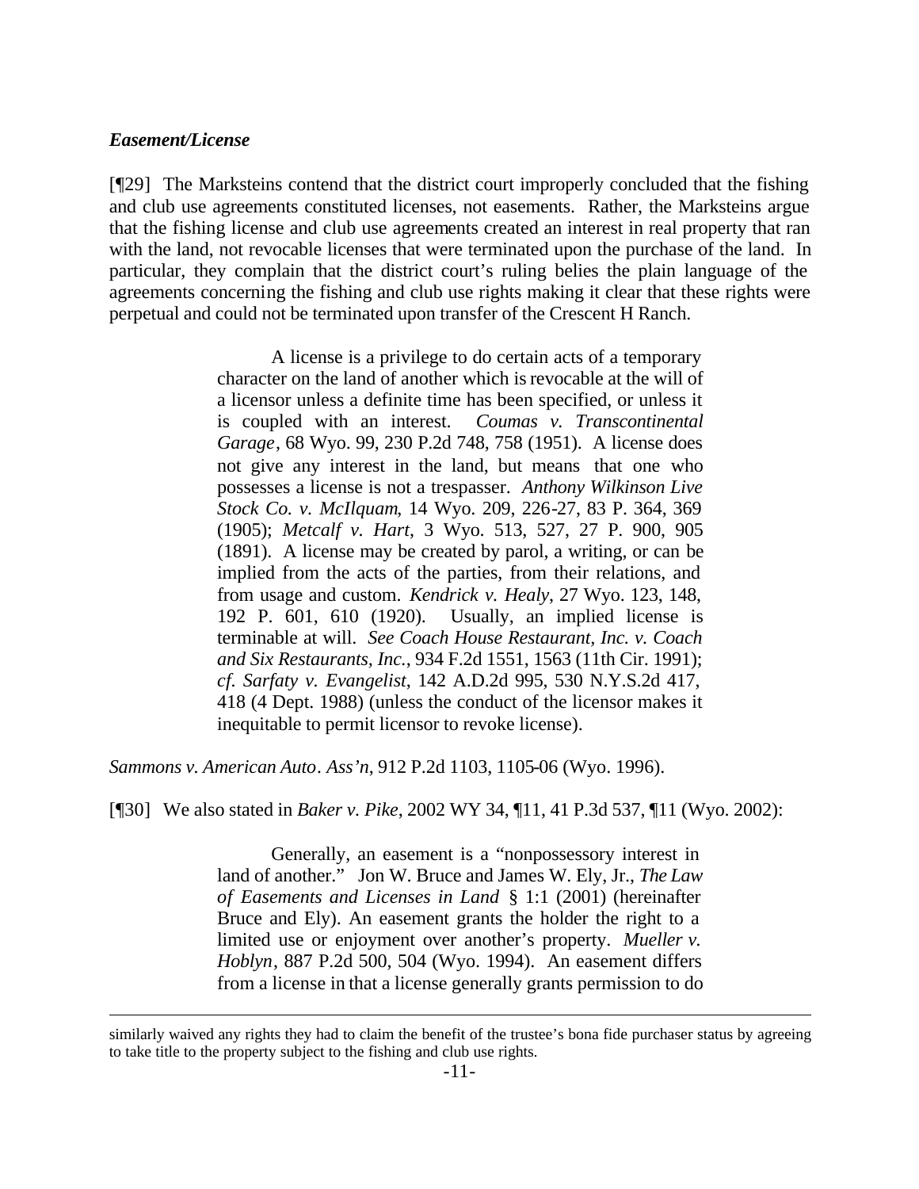### *Easement/License*

[¶29] The Marksteins contend that the district court improperly concluded that the fishing and club use agreements constituted licenses, not easements. Rather, the Marksteins argue that the fishing license and club use agreements created an interest in real property that ran with the land, not revocable licenses that were terminated upon the purchase of the land. In particular, they complain that the district court's ruling belies the plain language of the agreements concerning the fishing and club use rights making it clear that these rights were perpetual and could not be terminated upon transfer of the Crescent H Ranch.

> A license is a privilege to do certain acts of a temporary character on the land of another which is revocable at the will of a licensor unless a definite time has been specified, or unless it is coupled with an interest. *Coumas v. Transcontinental Garage*, 68 Wyo. 99, 230 P.2d 748, 758 (1951). A license does not give any interest in the land, but means that one who possesses a license is not a trespasser. *Anthony Wilkinson Live Stock Co. v. McIlquam*, 14 Wyo. 209, 226-27, 83 P. 364, 369 (1905); *Metcalf v. Hart*, 3 Wyo. 513, 527, 27 P. 900, 905 (1891). A license may be created by parol, a writing, or can be implied from the acts of the parties, from their relations, and from usage and custom. *Kendrick v. Healy*, 27 Wyo. 123, 148, 192 P. 601, 610 (1920). Usually, an implied license is terminable at will. *See Coach House Restaurant, Inc. v. Coach and Six Restaurants, Inc.*, 934 F.2d 1551, 1563 (11th Cir. 1991); *cf. Sarfaty v. Evangelist*, 142 A.D.2d 995, 530 N.Y.S.2d 417, 418 (4 Dept. 1988) (unless the conduct of the licensor makes it inequitable to permit licensor to revoke license).

*Sammons v. American Auto. Ass'n*, 912 P.2d 1103, 1105-06 (Wyo. 1996).

[¶30] We also stated in *Baker v. Pike*, 2002 WY 34, ¶11, 41 P.3d 537, ¶11 (Wyo. 2002):

> Generally, an easement is a "nonpossessory interest in land of another." Jon W. Bruce and James W. Ely, Jr., *The Law of Easements and Licenses in Land* § 1:1 (2001) (hereinafter Bruce and Ely). An easement grants the holder the right to a limited use or enjoyment over another's property. *Mueller v. Hoblyn*, 887 P.2d 500, 504 (Wyo. 1994). An easement differs from a license in that a license generally grants permission to do

---

similarly waived any rights they had to claim the benefit of the trustee's bona fide purchaser status by agreeing to take title to the property subject to the fishing and club use rights.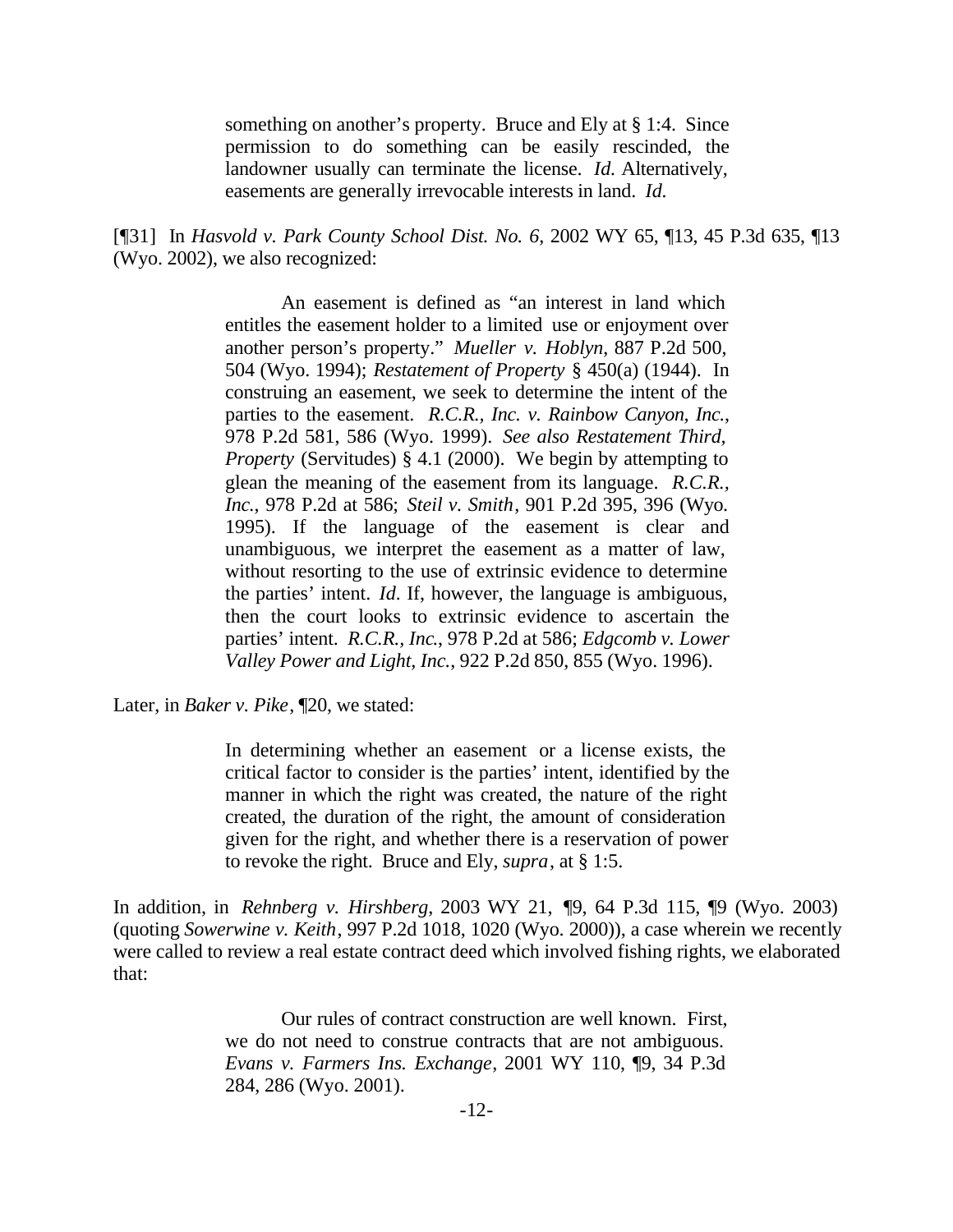> something on another's property. Bruce and Ely at § 1:4. Since permission to do something can be easily rescinded, the landowner usually can terminate the license. *Id.* Alternatively, easements are generally irrevocable interests in land. *Id.*

[¶31] In *Hasvold v. Park County School Dist. No. 6*, 2002 WY 65, ¶13, 45 P.3d 635, ¶13 (Wyo. 2002), we also recognized:

> An easement is defined as "an interest in land which entitles the easement holder to a limited use or enjoyment over another person's property." *Mueller v. Hoblyn*, 887 P.2d 500, 504 (Wyo. 1994); *Restatement of Property* § 450(a) (1944). In construing an easement, we seek to determine the intent of the parties to the easement. *R.C.R., Inc. v. Rainbow Canyon, Inc.*, 978 P.2d 581, 586 (Wyo. 1999). *See also Restatement Third, Property* (Servitudes) § 4.1 (2000). We begin by attempting to glean the meaning of the easement from its language. *R.C.R., Inc.*, 978 P.2d at 586; *Steil v. Smith*, 901 P.2d 395, 396 (Wyo. 1995). If the language of the easement is clear and unambiguous, we interpret the easement as a matter of law, without resorting to the use of extrinsic evidence to determine the parties' intent. *Id.* If, however, the language is ambiguous, then the court looks to extrinsic evidence to ascertain the parties' intent. *R.C.R., Inc.*, 978 P.2d at 586; *Edgcomb v. Lower Valley Power and Light, Inc.*, 922 P.2d 850, 855 (Wyo. 1996).

Later, in *Baker v. Pike*, ¶20, we stated:

> In determining whether an easement or a license exists, the critical factor to consider is the parties' intent, identified by the manner in which the right was created, the nature of the right created, the duration of the right, the amount of consideration given for the right, and whether there is a reservation of power to revoke the right. Bruce and Ely, *supra*, at § 1:5.

In addition, in *Rehnberg v. Hirshberg*, 2003 WY 21, ¶9, 64 P.3d 115, ¶9 (Wyo. 2003) (quoting *Sowerwine v. Keith*, 997 P.2d 1018, 1020 (Wyo. 2000)), a case wherein we recently were called to review a real estate contract deed which involved fishing rights, we elaborated that:

> Our rules of contract construction are well known. First, we do not need to construe contracts that are not ambiguous. *Evans v. Farmers Ins. Exchange*, 2001 WY 110, ¶9, 34 P.3d 284, 286 (Wyo. 2001).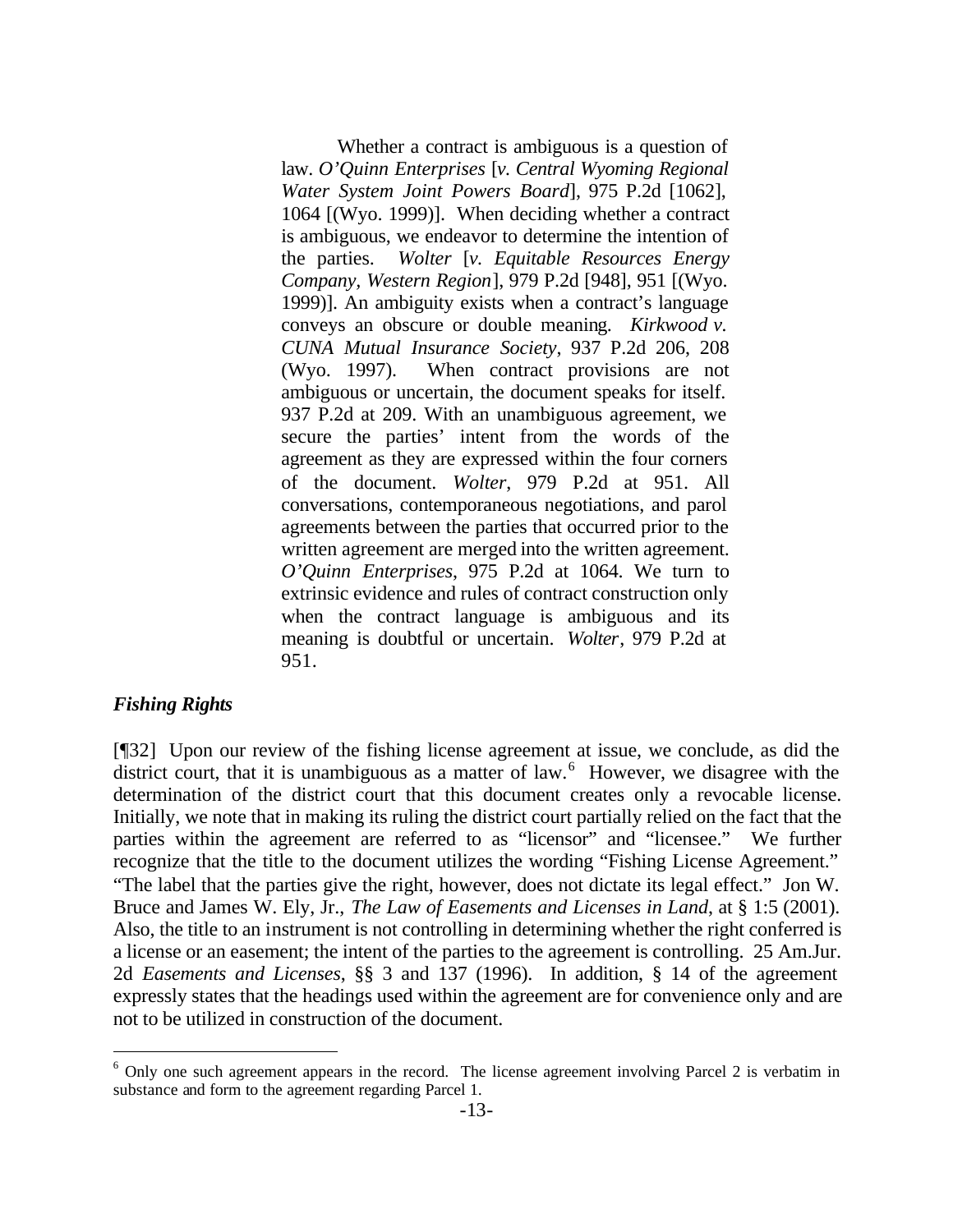> Whether a contract is ambiguous is a question of law. *O'Quinn Enterprises* [*v. Central Wyoming Regional Water System Joint Powers Board*], 975 P.2d [1062], 1064 [(Wyo. 1999)]. When deciding whether a contract is ambiguous, we endeavor to determine the intention of the parties. *Wolter* [*v. Equitable Resources Energy Company, Western Region*], 979 P.2d [948], 951 [(Wyo. 1999)]. An ambiguity exists when a contract's language conveys an obscure or double meaning. *Kirkwood v. CUNA Mutual Insurance Society*, 937 P.2d 206, 208 (Wyo. 1997). When contract provisions are not ambiguous or uncertain, the document speaks for itself. 937 P.2d at 209. With an unambiguous agreement, we secure the parties' intent from the words of the agreement as they are expressed within the four corners of the document. *Wolter*, 979 P.2d at 951. All conversations, contemporaneous negotiations, and parol agreements between the parties that occurred prior to the written agreement are merged into the written agreement. *O'Quinn Enterprises*, 975 P.2d at 1064. We turn to extrinsic evidence and rules of contract construction only when the contract language is ambiguous and its meaning is doubtful or uncertain. *Wolter*, 979 P.2d at 951.

***Fishing Rights***

[¶32] Upon our review of the fishing license agreement at issue, we conclude, as did the district court, that it is unambiguous as a matter of law.[6] However, we disagree with the determination of the district court that this document creates only a revocable license. Initially, we note that in making its ruling the district court partially relied on the fact that the parties within the agreement are referred to as "licensor" and "licensee." We further recognize that the title to the document utilizes the wording "Fishing License Agreement." "The label that the parties give the right, however, does not dictate its legal effect." Jon W. Bruce and James W. Ely, Jr., *The Law of Easements and Licenses in Land*, at § 1:5 (2001). Also, the title to an instrument is not controlling in determining whether the right conferred is a license or an easement; the intent of the parties to the agreement is controlling. 25 Am.Jur. 2d *Easements and Licenses*, §§ 3 and 137 (1996). In addition, § 14 of the agreement expressly states that the headings used within the agreement are for convenience only and are not to be utilized in construction of the document.

---

[6] Only one such agreement appears in the record. The license agreement involving Parcel 2 is verbatim in substance and form to the agreement regarding Parcel 1.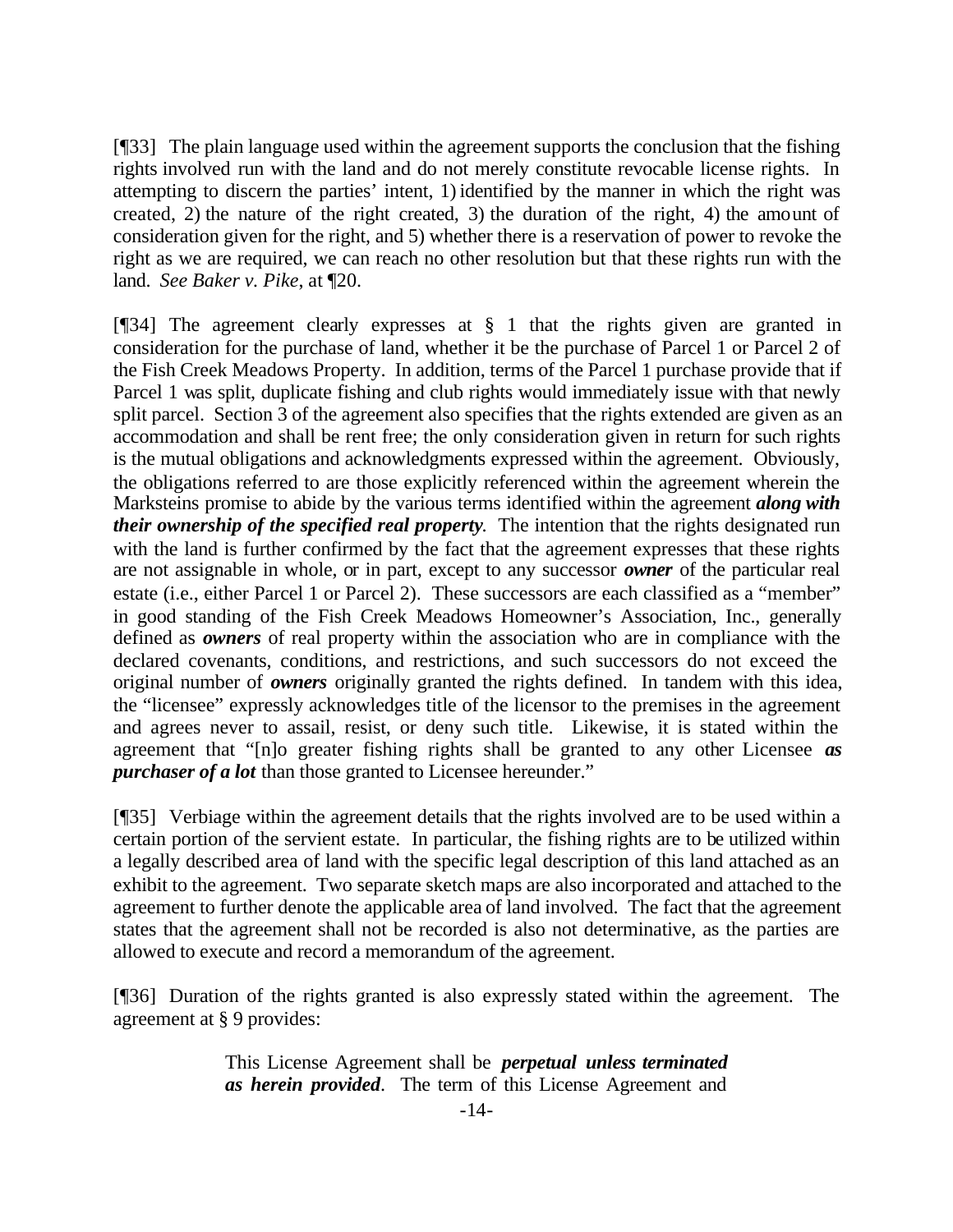[¶33] The plain language used within the agreement supports the conclusion that the fishing rights involved run with the land and do not merely constitute revocable license rights. In attempting to discern the parties' intent, 1) identified by the manner in which the right was created, 2) the nature of the right created, 3) the duration of the right, 4) the amount of consideration given for the right, and 5) whether there is a reservation of power to revoke the right as we are required, we can reach no other resolution but that these rights run with the land. *See Baker v. Pike*, at ¶20.

[¶34] The agreement clearly expresses at § 1 that the rights given are granted in consideration for the purchase of land, whether it be the purchase of Parcel 1 or Parcel 2 of the Fish Creek Meadows Property. In addition, terms of the Parcel 1 purchase provide that if Parcel 1 was split, duplicate fishing and club rights would immediately issue with that newly split parcel. Section 3 of the agreement also specifies that the rights extended are given as an accommodation and shall be rent free; the only consideration given in return for such rights is the mutual obligations and acknowledgments expressed within the agreement. Obviously, the obligations referred to are those explicitly referenced within the agreement wherein the Marksteins promise to abide by the various terms identified within the agreement ***along with their ownership of the specified real property***. The intention that the rights designated run with the land is further confirmed by the fact that the agreement expresses that these rights are not assignable in whole, or in part, except to any successor ***owner*** of the particular real estate (i.e., either Parcel 1 or Parcel 2). These successors are each classified as a "member" in good standing of the Fish Creek Meadows Homeowner's Association, Inc., generally defined as ***owners*** of real property within the association who are in compliance with the declared covenants, conditions, and restrictions, and such successors do not exceed the original number of ***owners*** originally granted the rights defined. In tandem with this idea, the "licensee" expressly acknowledges title of the licensor to the premises in the agreement and agrees never to assail, resist, or deny such title. Likewise, it is stated within the agreement that "[n]o greater fishing rights shall be granted to any other Licensee ***as purchaser of a lot*** than those granted to Licensee hereunder."

[¶35] Verbiage within the agreement details that the rights involved are to be used within a certain portion of the servient estate. In particular, the fishing rights are to be utilized within a legally described area of land with the specific legal description of this land attached as an exhibit to the agreement. Two separate sketch maps are also incorporated and attached to the agreement to further denote the applicable area of land involved. The fact that the agreement states that the agreement shall not be recorded is also not determinative, as the parties are allowed to execute and record a memorandum of the agreement.

[¶36] Duration of the rights granted is also expressly stated within the agreement. The agreement at § 9 provides:

> This License Agreement shall be ***perpetual unless terminated as herein provided***. The term of this License Agreement and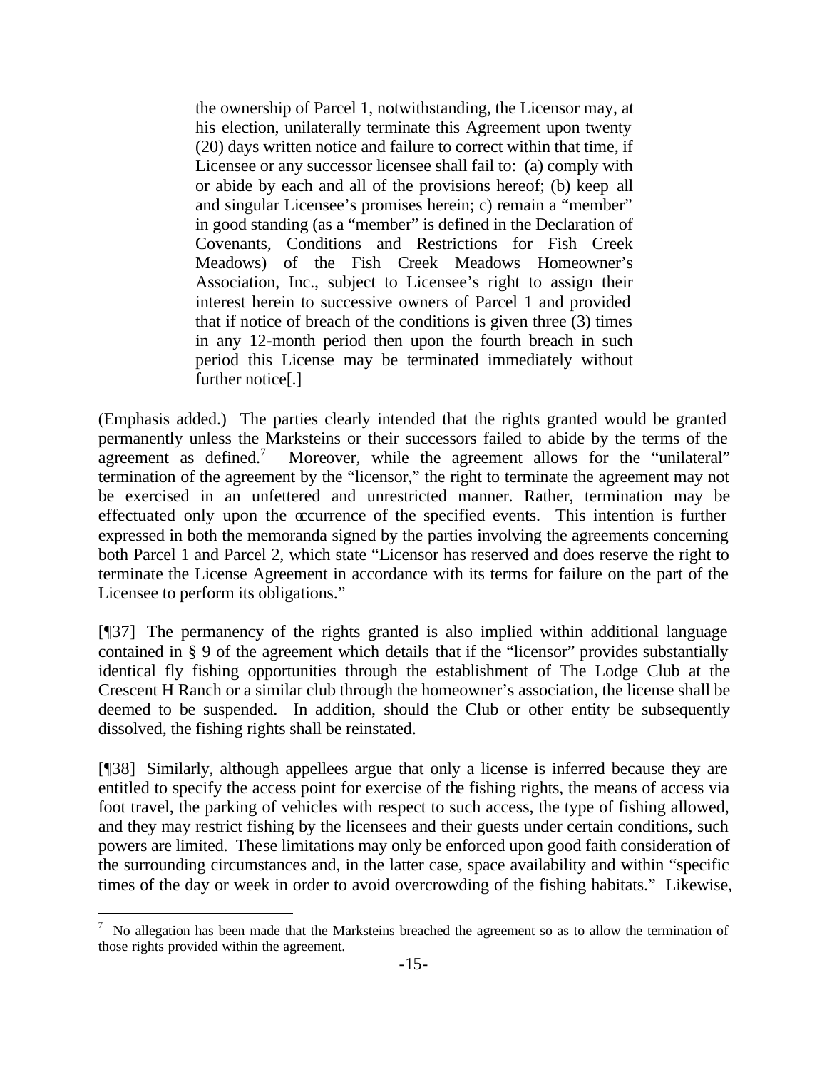> the ownership of Parcel 1, notwithstanding, the Licensor may, at his election, unilaterally terminate this Agreement upon twenty (20) days written notice and failure to correct within that time, if Licensee or any successor licensee shall fail to: (a) comply with or abide by each and all of the provisions hereof; (b) keep all and singular Licensee's promises herein; c) remain a "member" in good standing (as a "member" is defined in the Declaration of Covenants, Conditions and Restrictions for Fish Creek Meadows) of the Fish Creek Meadows Homeowner's Association, Inc., subject to Licensee's right to assign their interest herein to successive owners of Parcel 1 and provided that if notice of breach of the conditions is given three (3) times in any 12-month period then upon the fourth breach in such period this License may be terminated immediately without further notice[.]

(Emphasis added.) The parties clearly intended that the rights granted would be granted permanently unless the Marksteins or their successors failed to abide by the terms of the agreement as defined.[7] Moreover, while the agreement allows for the "unilateral" termination of the agreement by the "licensor," the right to terminate the agreement may not be exercised in an unfettered and unrestricted manner. Rather, termination may be effectuated only upon the occurrence of the specified events. This intention is further expressed in both the memoranda signed by the parties involving the agreements concerning both Parcel 1 and Parcel 2, which state "Licensor has reserved and does reserve the right to terminate the License Agreement in accordance with its terms for failure on the part of the Licensee to perform its obligations."

[¶37] The permanency of the rights granted is also implied within additional language contained in § 9 of the agreement which details that if the "licensor" provides substantially identical fly fishing opportunities through the establishment of The Lodge Club at the Crescent H Ranch or a similar club through the homeowner's association, the license shall be deemed to be suspended. In addition, should the Club or other entity be subsequently dissolved, the fishing rights shall be reinstated.

[¶38] Similarly, although appellees argue that only a license is inferred because they are entitled to specify the access point for exercise of the fishing rights, the means of access via foot travel, the parking of vehicles with respect to such access, the type of fishing allowed, and they may restrict fishing by the licensees and their guests under certain conditions, such powers are limited. These limitations may only be enforced upon good faith consideration of the surrounding circumstances and, in the latter case, space availability and within "specific times of the day or week in order to avoid overcrowding of the fishing habitats." Likewise,

---

[7] No allegation has been made that the Marksteins breached the agreement so as to allow the termination of those rights provided within the agreement.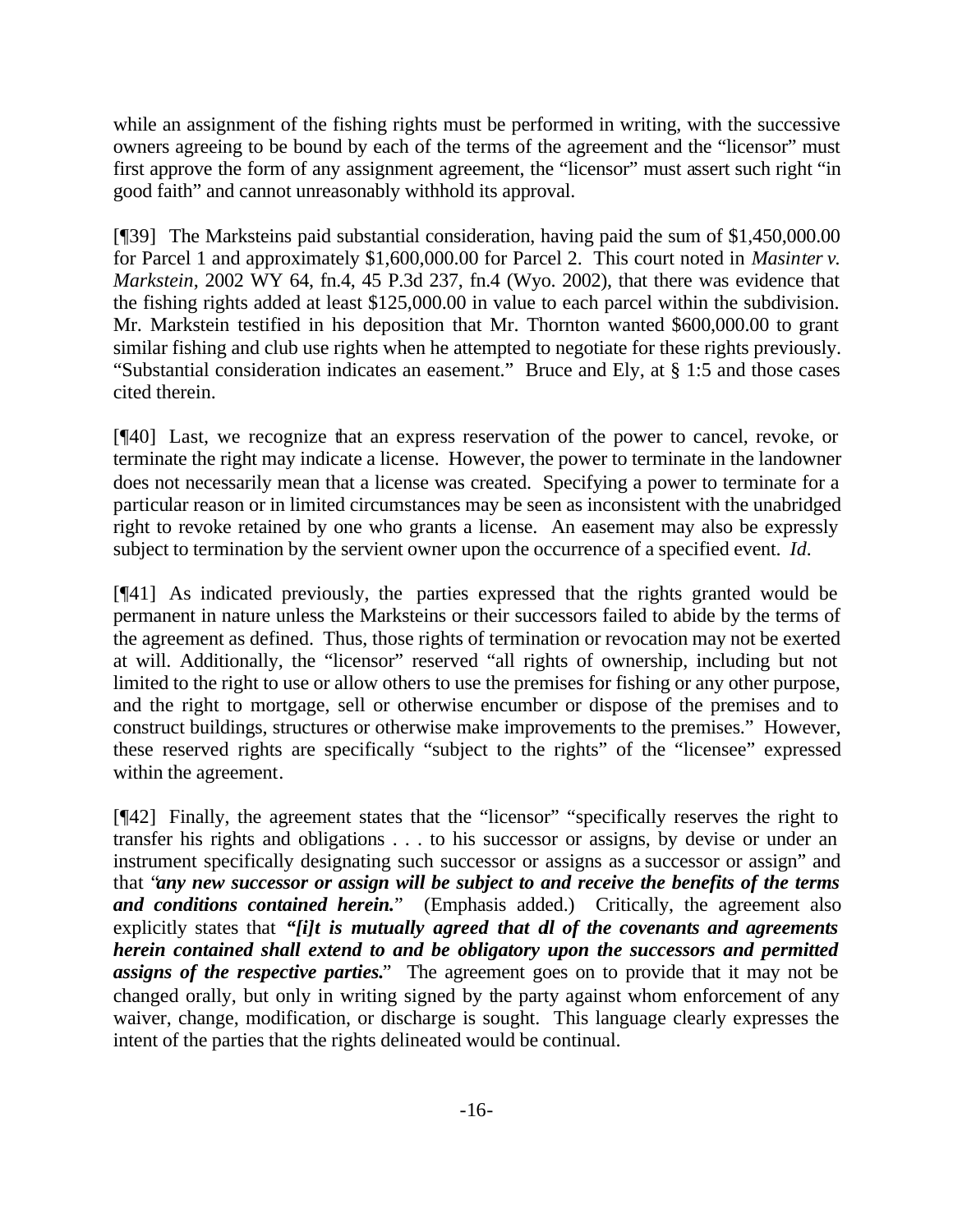while an assignment of the fishing rights must be performed in writing, with the successive owners agreeing to be bound by each of the terms of the agreement and the "licensor" must first approve the form of any assignment agreement, the "licensor" must assert such right "in good faith" and cannot unreasonably withhold its approval.

[¶39] The Marksteins paid substantial consideration, having paid the sum of $1,450,000.00 for Parcel 1 and approximately $1,600,000.00 for Parcel 2. This court noted in *Masinter v. Markstein*, 2002 WY 64, fn.4, 45 P.3d 237, fn.4 (Wyo. 2002), that there was evidence that the fishing rights added at least $125,000.00 in value to each parcel within the subdivision. Mr. Markstein testified in his deposition that Mr. Thornton wanted $600,000.00 to grant similar fishing and club use rights when he attempted to negotiate for these rights previously. "Substantial consideration indicates an easement." Bruce and Ely, at § 1:5 and those cases cited therein.

[¶40] Last, we recognize that an express reservation of the power to cancel, revoke, or terminate the right may indicate a license. However, the power to terminate in the landowner does not necessarily mean that a license was created. Specifying a power to terminate for a particular reason or in limited circumstances may be seen as inconsistent with the unabridged right to revoke retained by one who grants a license. An easement may also be expressly subject to termination by the servient owner upon the occurrence of a specified event. *Id*.

[¶41] As indicated previously, the parties expressed that the rights granted would be permanent in nature unless the Marksteins or their successors failed to abide by the terms of the agreement as defined. Thus, those rights of termination or revocation may not be exerted at will. Additionally, the "licensor" reserved "all rights of ownership, including but not limited to the right to use or allow others to use the premises for fishing or any other purpose, and the right to mortgage, sell or otherwise encumber or dispose of the premises and to construct buildings, structures or otherwise make improvements to the premises." However, these reserved rights are specifically "subject to the rights" of the "licensee" expressed within the agreement.

[¶42] Finally, the agreement states that the "licensor" "specifically reserves the right to transfer his rights and obligations . . . to his successor or assigns, by devise or under an instrument specifically designating such successor or assigns as a successor or assign" and that "***any new successor or assign will be subject to and receive the benefits of the terms and conditions contained herein.***" (Emphasis added.) Critically, the agreement also explicitly states that ***"[i]t is mutually agreed that dl of the covenants and agreements herein contained shall extend to and be obligatory upon the successors and permitted assigns of the respective parties."*** The agreement goes on to provide that it may not be changed orally, but only in writing signed by the party against whom enforcement of any waiver, change, modification, or discharge is sought. This language clearly expresses the intent of the parties that the rights delineated would be continual.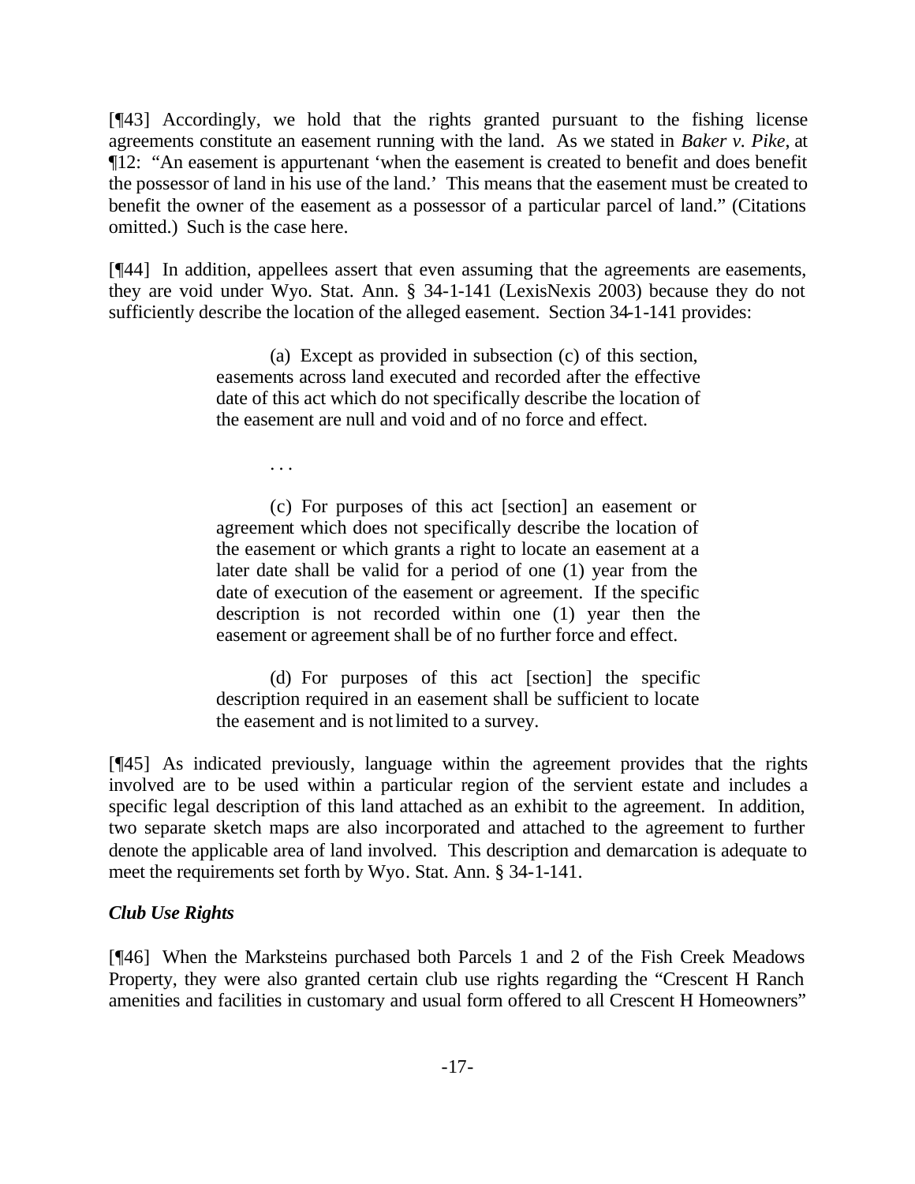[¶43] Accordingly, we hold that the rights granted pursuant to the fishing license agreements constitute an easement running with the land. As we stated in *Baker v. Pike*, at ¶12: "An easement is appurtenant 'when the easement is created to benefit and does benefit the possessor of land in his use of the land.' This means that the easement must be created to benefit the owner of the easement as a possessor of a particular parcel of land." (Citations omitted.) Such is the case here.

[¶44] In addition, appellees assert that even assuming that the agreements are easements, they are void under Wyo. Stat. Ann. § 34-1-141 (LexisNexis 2003) because they do not sufficiently describe the location of the alleged easement. Section 34-1-141 provides:

> (a) Except as provided in subsection (c) of this section, easements across land executed and recorded after the effective date of this act which do not specifically describe the location of the easement are null and void and of no force and effect.
>
> . . .
>
> (c) For purposes of this act [section] an easement or agreement which does not specifically describe the location of the easement or which grants a right to locate an easement at a later date shall be valid for a period of one (1) year from the date of execution of the easement or agreement. If the specific description is not recorded within one (1) year then the easement or agreement shall be of no further force and effect.
>
> (d) For purposes of this act [section] the specific description required in an easement shall be sufficient to locate the easement and is not limited to a survey.

[¶45] As indicated previously, language within the agreement provides that the rights involved are to be used within a particular region of the servient estate and includes a specific legal description of this land attached as an exhibit to the agreement. In addition, two separate sketch maps are also incorporated and attached to the agreement to further denote the applicable area of land involved. This description and demarcation is adequate to meet the requirements set forth by Wyo. Stat. Ann. § 34-1-141.

***Club Use Rights***

[¶46] When the Marksteins purchased both Parcels 1 and 2 of the Fish Creek Meadows Property, they were also granted certain club use rights regarding the "Crescent H Ranch amenities and facilities in customary and usual form offered to all Crescent H Homeowners"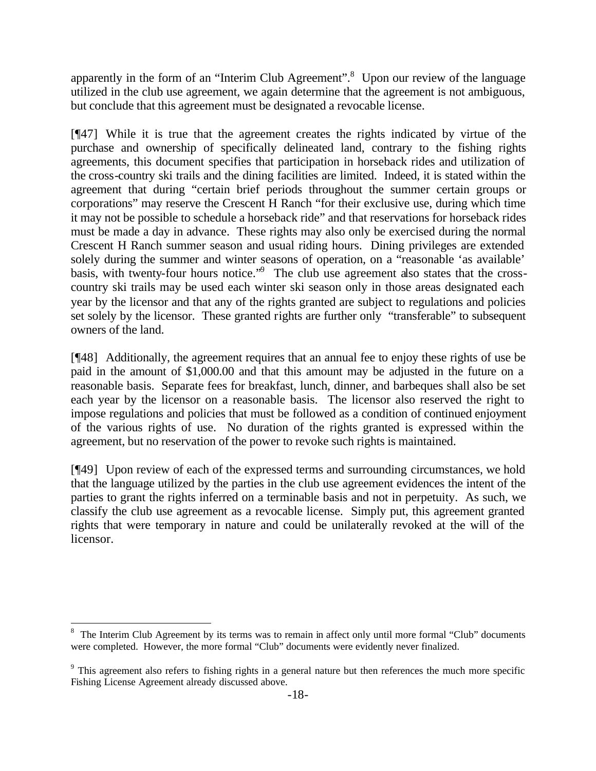apparently in the form of an "Interim Club Agreement".[8] Upon our review of the language utilized in the club use agreement, we again determine that the agreement is not ambiguous, but conclude that this agreement must be designated a revocable license.

[¶47] While it is true that the agreement creates the rights indicated by virtue of the purchase and ownership of specifically delineated land, contrary to the fishing rights agreements, this document specifies that participation in horseback rides and utilization of the cross-country ski trails and the dining facilities are limited. Indeed, it is stated within the agreement that during "certain brief periods throughout the summer certain groups or corporations" may reserve the Crescent H Ranch "for their exclusive use, during which time it may not be possible to schedule a horseback ride" and that reservations for horseback rides must be made a day in advance. These rights may also only be exercised during the normal Crescent H Ranch summer season and usual riding hours. Dining privileges are extended solely during the summer and winter seasons of operation, on a "reasonable 'as available' basis, with twenty-four hours notice."[9] The club use agreement also states that the cross-country ski trails may be used each winter ski season only in those areas designated each year by the licensor and that any of the rights granted are subject to regulations and policies set solely by the licensor. These granted rights are further only "transferable" to subsequent owners of the land.

[¶48] Additionally, the agreement requires that an annual fee to enjoy these rights of use be paid in the amount of $1,000.00 and that this amount may be adjusted in the future on a reasonable basis. Separate fees for breakfast, lunch, dinner, and barbeques shall also be set each year by the licensor on a reasonable basis. The licensor also reserved the right to impose regulations and policies that must be followed as a condition of continued enjoyment of the various rights of use. No duration of the rights granted is expressed within the agreement, but no reservation of the power to revoke such rights is maintained.

[¶49] Upon review of each of the expressed terms and surrounding circumstances, we hold that the language utilized by the parties in the club use agreement evidences the intent of the parties to grant the rights inferred on a terminable basis and not in perpetuity. As such, we classify the club use agreement as a revocable license. Simply put, this agreement granted rights that were temporary in nature and could be unilaterally revoked at the will of the licensor.

---

[8] The Interim Club Agreement by its terms was to remain in affect only until more formal "Club" documents were completed. However, the more formal "Club" documents were evidently never finalized.

[9] This agreement also refers to fishing rights in a general nature but then references the much more specific Fishing License Agreement already discussed above.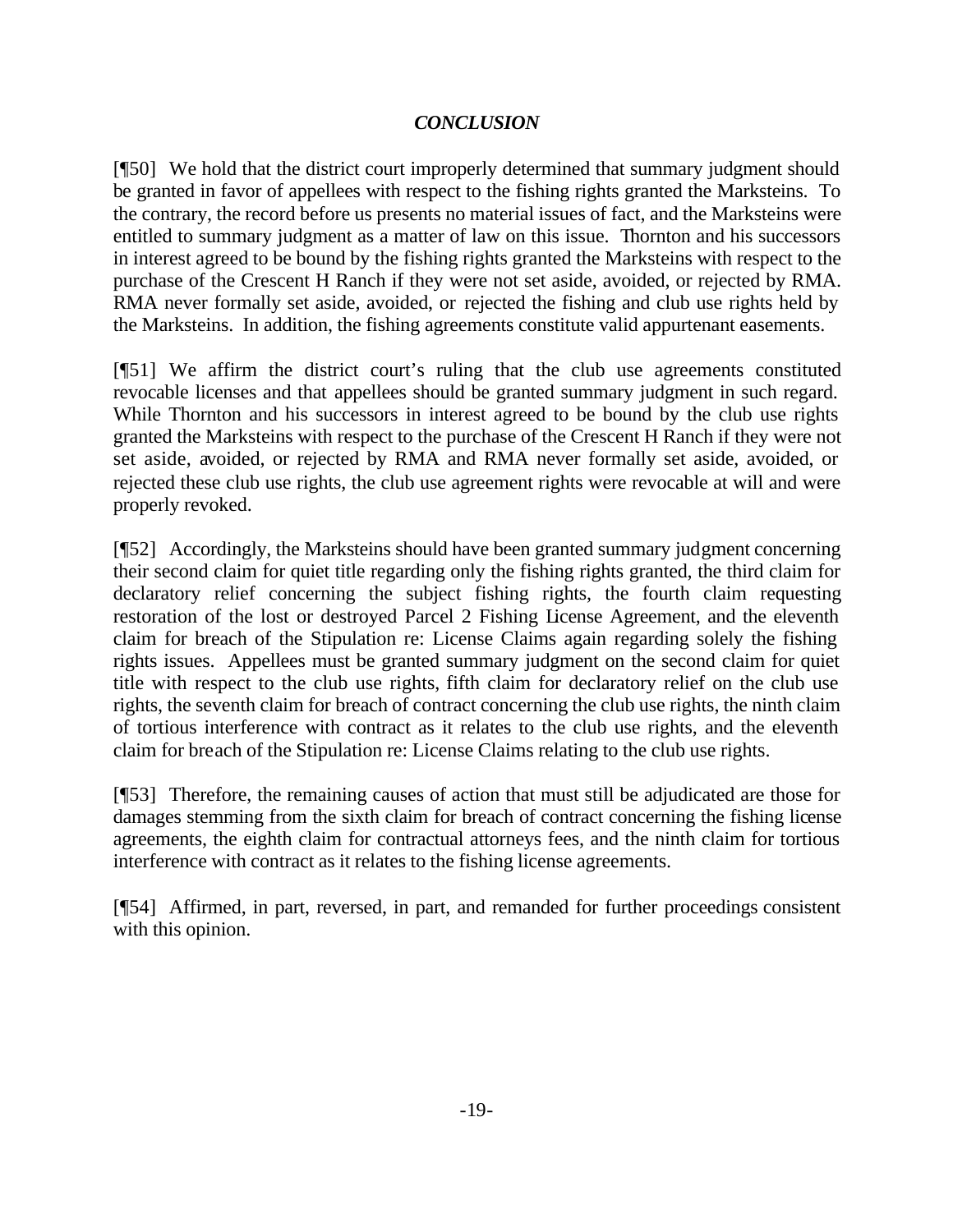## *CONCLUSION*

[¶50] We hold that the district court improperly determined that summary judgment should be granted in favor of appellees with respect to the fishing rights granted the Marksteins. To the contrary, the record before us presents no material issues of fact, and the Marksteins were entitled to summary judgment as a matter of law on this issue. Thornton and his successors in interest agreed to be bound by the fishing rights granted the Marksteins with respect to the purchase of the Crescent H Ranch if they were not set aside, avoided, or rejected by RMA. RMA never formally set aside, avoided, or rejected the fishing and club use rights held by the Marksteins. In addition, the fishing agreements constitute valid appurtenant easements.

[¶51] We affirm the district court's ruling that the club use agreements constituted revocable licenses and that appellees should be granted summary judgment in such regard. While Thornton and his successors in interest agreed to be bound by the club use rights granted the Marksteins with respect to the purchase of the Crescent H Ranch if they were not set aside, avoided, or rejected by RMA and RMA never formally set aside, avoided, or rejected these club use rights, the club use agreement rights were revocable at will and were properly revoked.

[¶52] Accordingly, the Marksteins should have been granted summary judgment concerning their second claim for quiet title regarding only the fishing rights granted, the third claim for declaratory relief concerning the subject fishing rights, the fourth claim requesting restoration of the lost or destroyed Parcel 2 Fishing License Agreement, and the eleventh claim for breach of the Stipulation re: License Claims again regarding solely the fishing rights issues. Appellees must be granted summary judgment on the second claim for quiet title with respect to the club use rights, fifth claim for declaratory relief on the club use rights, the seventh claim for breach of contract concerning the club use rights, the ninth claim of tortious interference with contract as it relates to the club use rights, and the eleventh claim for breach of the Stipulation re: License Claims relating to the club use rights.

[¶53] Therefore, the remaining causes of action that must still be adjudicated are those for damages stemming from the sixth claim for breach of contract concerning the fishing license agreements, the eighth claim for contractual attorneys fees, and the ninth claim for tortious interference with contract as it relates to the fishing license agreements.

[¶54] Affirmed, in part, reversed, in part, and remanded for further proceedings consistent with this opinion.